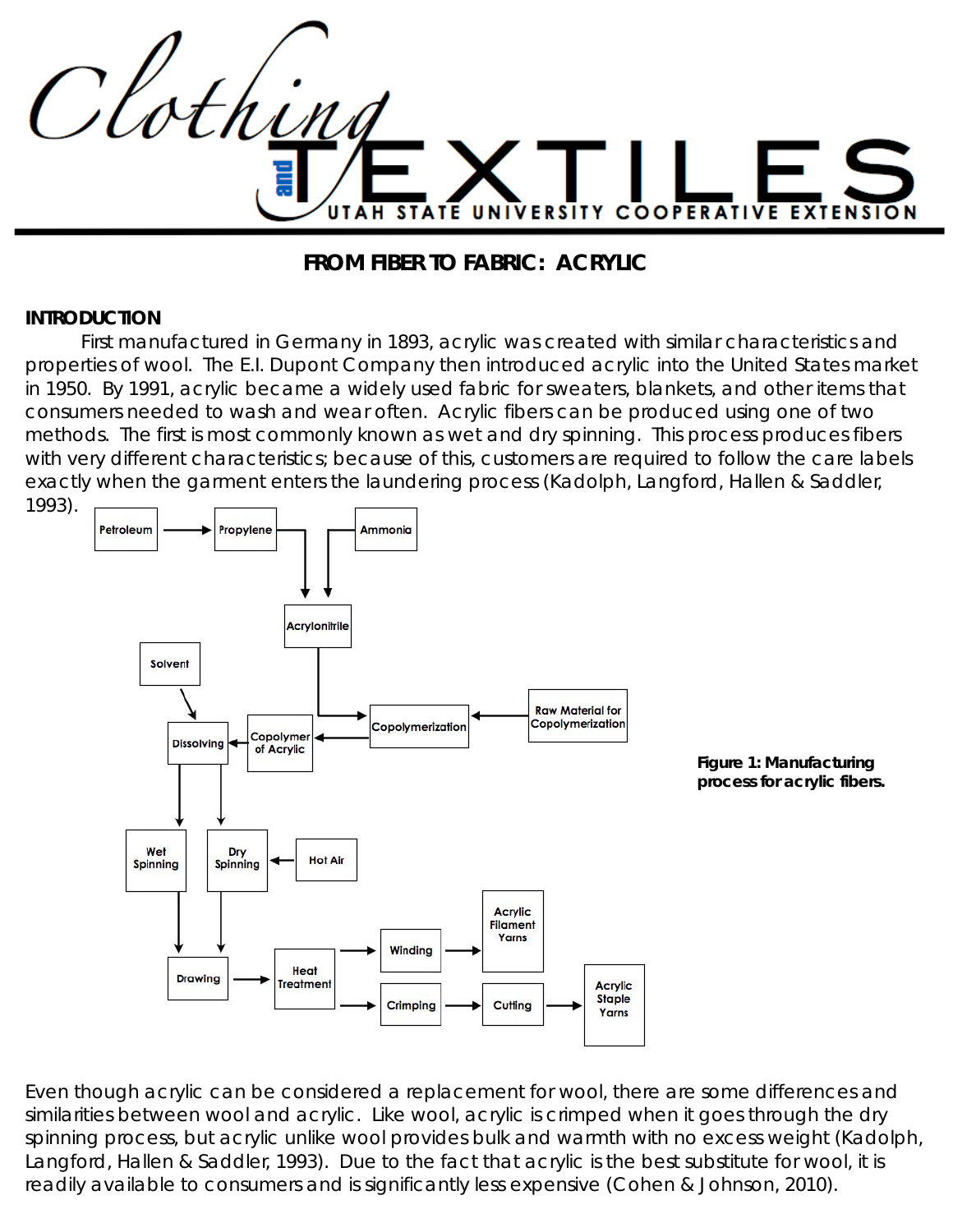# Clothing and TEXTILES

UTAH STATE UNIVERSITY COOPERATIVE EXTENSION

## FROM FIBER TO FABRIC: ACRYLIC

### INTRODUCTION

First manufactured in Germany in 1893, acrylic was created with similar characteristics and properties of wool. The E.I. Dupont Company then introduced acrylic into the United States market in 1950. By 1991, acrylic became a widely used fabric for sweaters, blankets, and other items that consumers needed to wash and wear often. Acrylic fibers can be produced using one of two methods. The first is most commonly known as wet and dry spinning. This process produces fibers with very different characteristics; because of this, customers are required to follow the care labels exactly when the garment enters the laundering process (Kadolph, Langford, Hallen & Saddler, 1993).

Petroleum → Propylene → Acrylonitrile ← Ammonia

Acrylonitrile → Copolymerization ← Raw Material for Copolymerization

Copolymerization → Copolymer of Acrylic → Dissolving ← Solvent

Dissolving → Wet Spinning → Drawing

Dissolving → Dry Spinning ← Hot Air; Dry Spinning → Drawing

Drawing → Heat Treatment → Winding → Acrylic Filament Yarns

Heat Treatment → Crimping → Cutting → Acrylic Staple Yarns

**Figure 1: Manufacturing process for acrylic fibers.**

Even though acrylic can be considered a replacement for wool, there are some differences and similarities between wool and acrylic. Like wool, acrylic is crimped when it goes through the dry spinning process, but acrylic unlike wool provides bulk and warmth with no excess weight (Kadolph, Langford, Hallen & Saddler, 1993). Due to the fact that acrylic is the best substitute for wool, it is readily available to consumers and is significantly less expensive (Cohen & Johnson, 2010).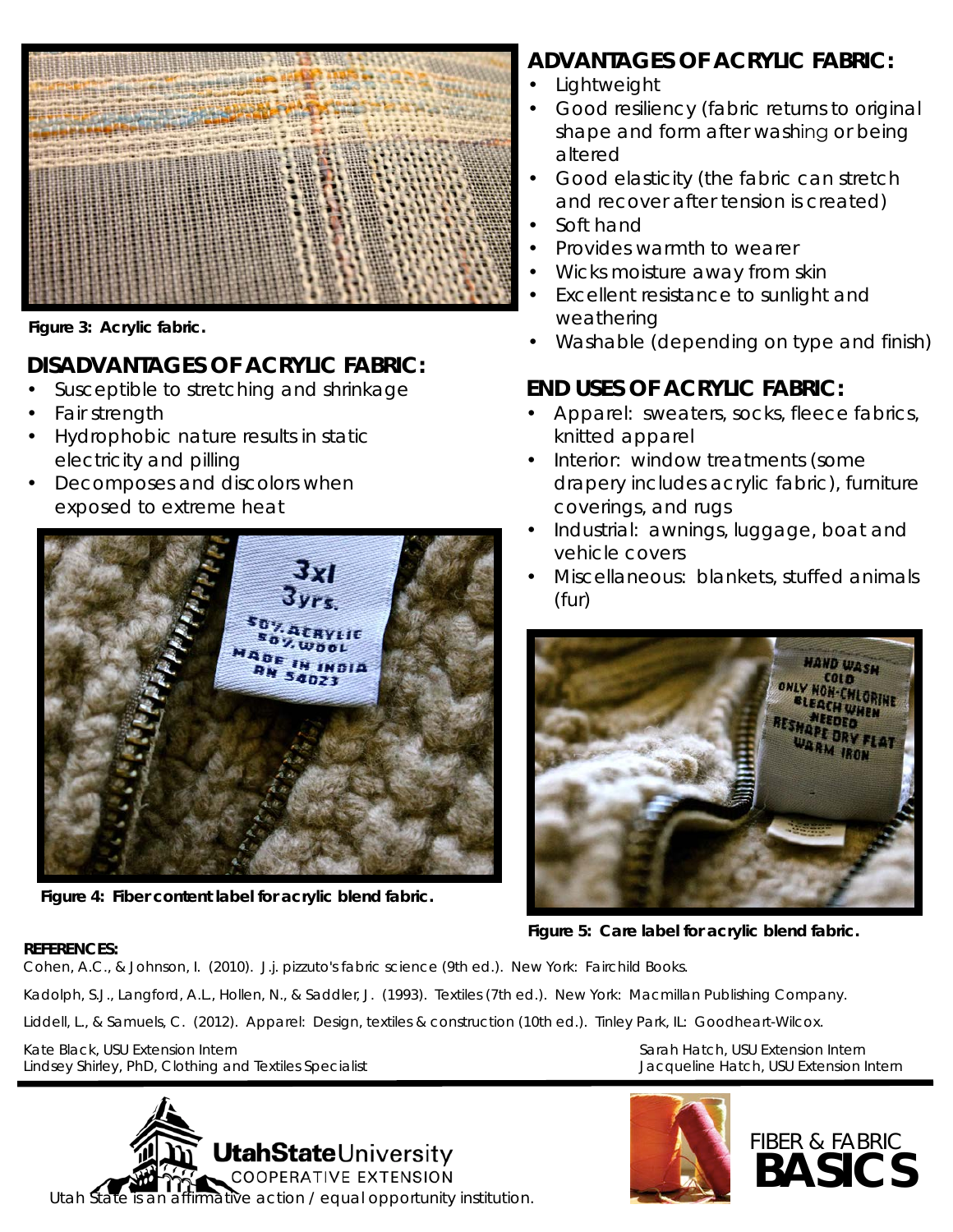Figure 3: Acrylic fabric.

## DISADVANTAGES OF ACRYLIC FABRIC:

- Susceptible to stretching and shrinkage
- Fair strength
- Hydrophobic nature results in static electricity and pilling
- Decomposes and discolors when exposed to extreme heat

Figure 4: Fiber content label for acrylic blend fabric.

## ADVANTAGES OF ACRYLIC FABRIC:

- Lightweight
- Good resiliency (fabric returns to original shape and form after washing or being altered
- Good elasticity (the fabric can stretch and recover after tension is created)
- Soft hand
- Provides warmth to wearer
- Wicks moisture away from skin
- Excellent resistance to sunlight and weathering
- Washable (depending on type and finish)

## END USES OF ACRYLIC FABRIC:

- Apparel: sweaters, socks, fleece fabrics, knitted apparel
- Interior: window treatments (some drapery includes acrylic fabric), furniture coverings, and rugs
- Industrial: awnings, luggage, boat and vehicle covers
- Miscellaneous: blankets, stuffed animals (fur)

Figure 5: Care label for acrylic blend fabric.

**REFERENCES:**

Cohen, A.C., & Johnson, I. (2010). J.j. pizzuto's fabric science (9th ed.). New York: Fairchild Books.

Kadolph, S.J., Langford, A.L., Hollen, N., & Saddler, J. (1993). Textiles (7th ed.). New York: Macmillan Publishing Company.

Liddell, L., & Samuels, C. (2012). Apparel: Design, textiles & construction (10th ed.). Tinley Park, IL: Goodheart-Wilcox.

Kate Black, USU Extension Intern
Lindsey Shirley, PhD, Clothing and Textiles Specialist

Sarah Hatch, USU Extension Intern
Jacqueline Hatch, USU Extension Intern

Utah State University COOPERATIVE EXTENSION

Utah State is an affirmative action / equal opportunity institution.

FIBER & FABRIC BASICS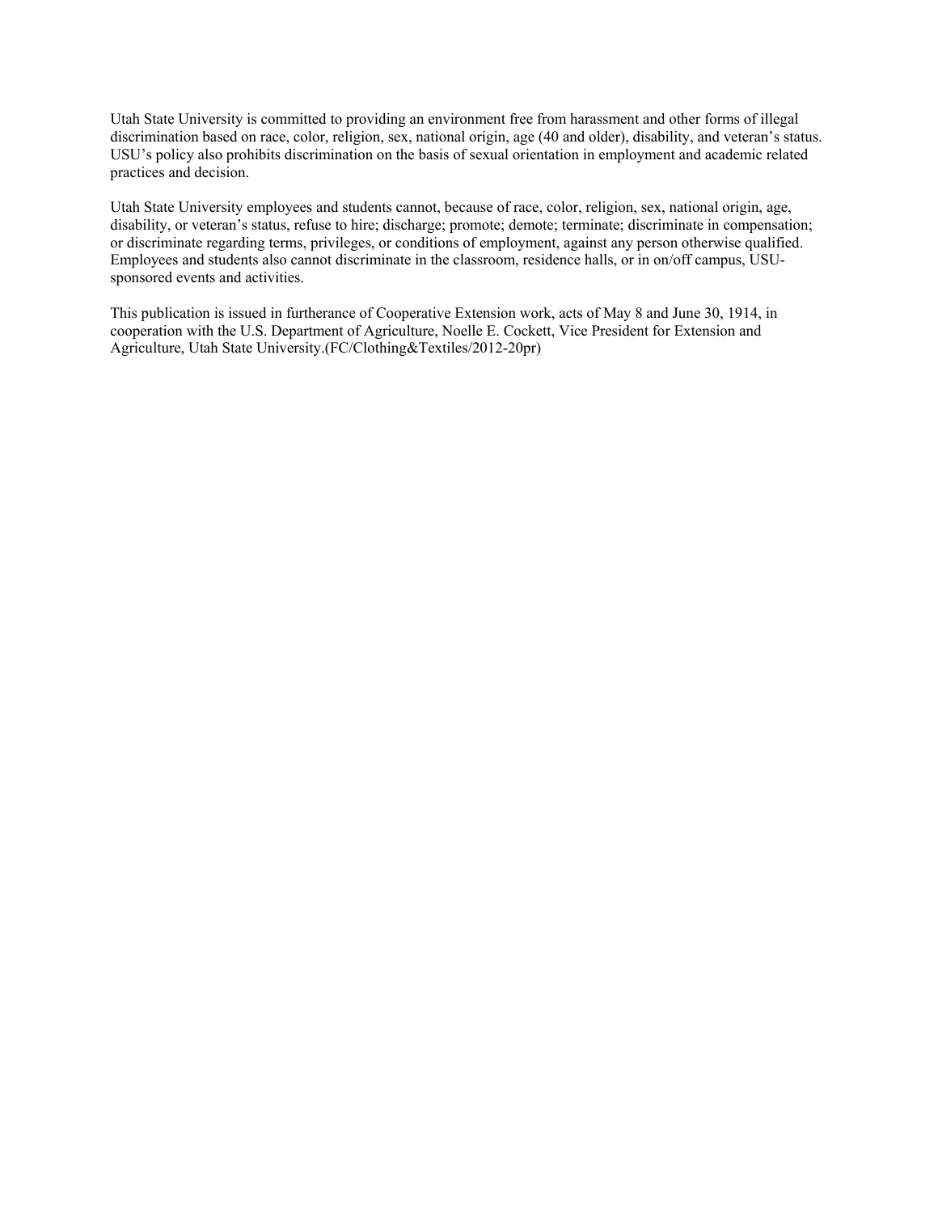Utah State University is committed to providing an environment free from harassment and other forms of illegal discrimination based on race, color, religion, sex, national origin, age (40 and older), disability, and veteran's status. USU's policy also prohibits discrimination on the basis of sexual orientation in employment and academic related practices and decision.

Utah State University employees and students cannot, because of race, color, religion, sex, national origin, age, disability, or veteran's status, refuse to hire; discharge; promote; demote; terminate; discriminate in compensation; or discriminate regarding terms, privileges, or conditions of employment, against any person otherwise qualified. Employees and students also cannot discriminate in the classroom, residence halls, or in on/off campus, USU-sponsored events and activities.

This publication is issued in furtherance of Cooperative Extension work, acts of May 8 and June 30, 1914, in cooperation with the U.S. Department of Agriculture, Noelle E. Cockett, Vice President for Extension and Agriculture, Utah State University.(FC/Clothing&Textiles/2012-20pr)